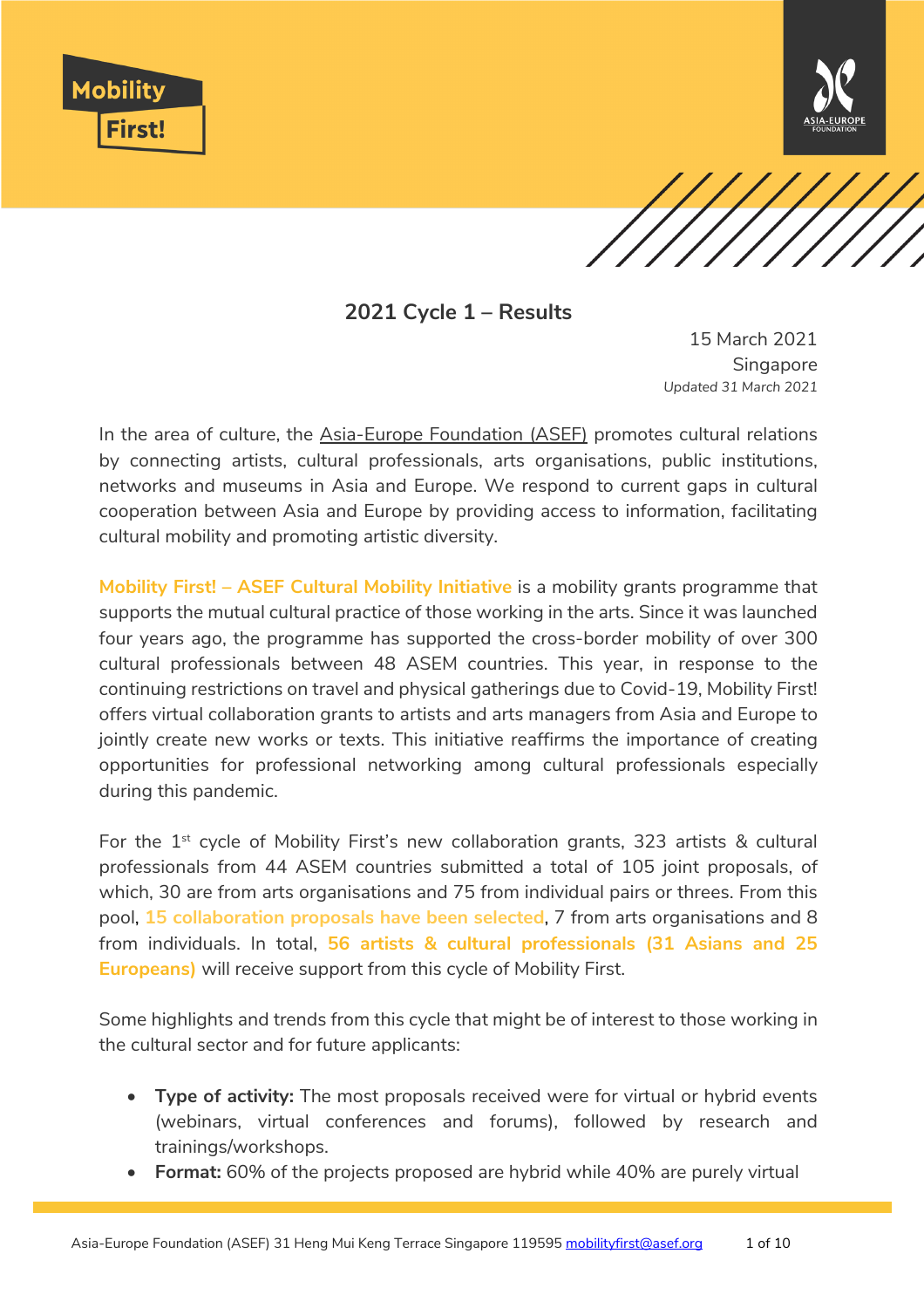Mobility First!

ASIA-EUROPE FOUNDATION

## 2021 Cycle 1 – Results

15 March 2021
Singapore
*Updated 31 March 2021*

In the area of culture, the Asia-Europe Foundation (ASEF) promotes cultural relations by connecting artists, cultural professionals, arts organisations, public institutions, networks and museums in Asia and Europe. We respond to current gaps in cultural cooperation between Asia and Europe by providing access to information, facilitating cultural mobility and promoting artistic diversity.

**Mobility First! – ASEF Cultural Mobility Initiative** is a mobility grants programme that supports the mutual cultural practice of those working in the arts. Since it was launched four years ago, the programme has supported the cross-border mobility of over 300 cultural professionals between 48 ASEM countries. This year, in response to the continuing restrictions on travel and physical gatherings due to Covid-19, Mobility First! offers virtual collaboration grants to artists and arts managers from Asia and Europe to jointly create new works or texts. This initiative reaffirms the importance of creating opportunities for professional networking among cultural professionals especially during this pandemic.

For the 1st cycle of Mobility First's new collaboration grants, 323 artists & cultural professionals from 44 ASEM countries submitted a total of 105 joint proposals, of which, 30 are from arts organisations and 75 from individual pairs or threes. From this pool, **15 collaboration proposals have been selected**, 7 from arts organisations and 8 from individuals. In total, **56 artists & cultural professionals (31 Asians and 25 Europeans)** will receive support from this cycle of Mobility First.

Some highlights and trends from this cycle that might be of interest to those working in the cultural sector and for future applicants:

- **Type of activity:** The most proposals received were for virtual or hybrid events (webinars, virtual conferences and forums), followed by research and trainings/workshops.
- **Format:** 60% of the projects proposed are hybrid while 40% are purely virtual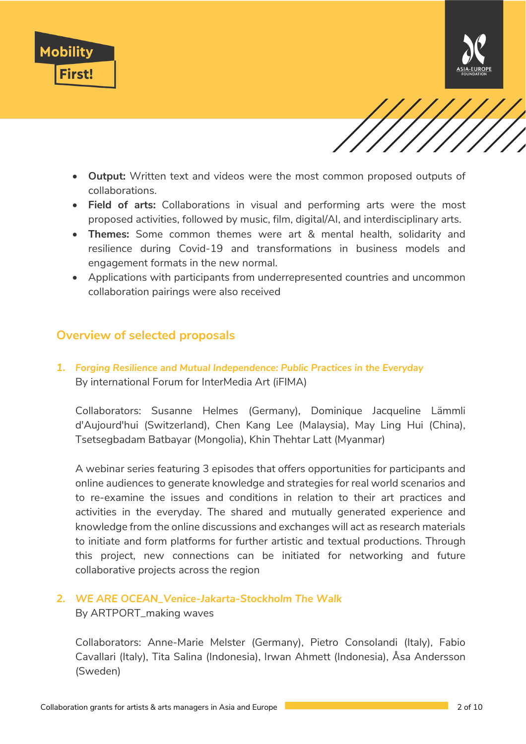- **Output:** Written text and videos were the most common proposed outputs of collaborations.
- **Field of arts:** Collaborations in visual and performing arts were the most proposed activities, followed by music, film, digital/AI, and interdisciplinary arts.
- **Themes:** Some common themes were art & mental health, solidarity and resilience during Covid-19 and transformations in business models and engagement formats in the new normal.
- Applications with participants from underrepresented countries and uncommon collaboration pairings were also received

## Overview of selected proposals

1. ***Forging Resilience and Mutual Independence: Public Practices in the Everyday***
   By international Forum for InterMedia Art (iFIMA)

   Collaborators: Susanne Helmes (Germany), Dominique Jacqueline Lämmli d'Aujourd'hui (Switzerland), Chen Kang Lee (Malaysia), May Ling Hui (China), Tsetsegbadam Batbayar (Mongolia), Khin Thehtar Latt (Myanmar)

   A webinar series featuring 3 episodes that offers opportunities for participants and online audiences to generate knowledge and strategies for real world scenarios and to re-examine the issues and conditions in relation to their art practices and activities in the everyday. The shared and mutually generated experience and knowledge from the online discussions and exchanges will act as research materials to initiate and form platforms for further artistic and textual productions. Through this project, new connections can be initiated for networking and future collaborative projects across the region

2. ***WE ARE OCEAN_Venice-Jakarta-Stockholm The Walk***
   By ARTPORT_making waves

   Collaborators: Anne-Marie Melster (Germany), Pietro Consolandi (Italy), Fabio Cavallari (Italy), Tita Salina (Indonesia), Irwan Ahmett (Indonesia), Åsa Andersson (Sweden)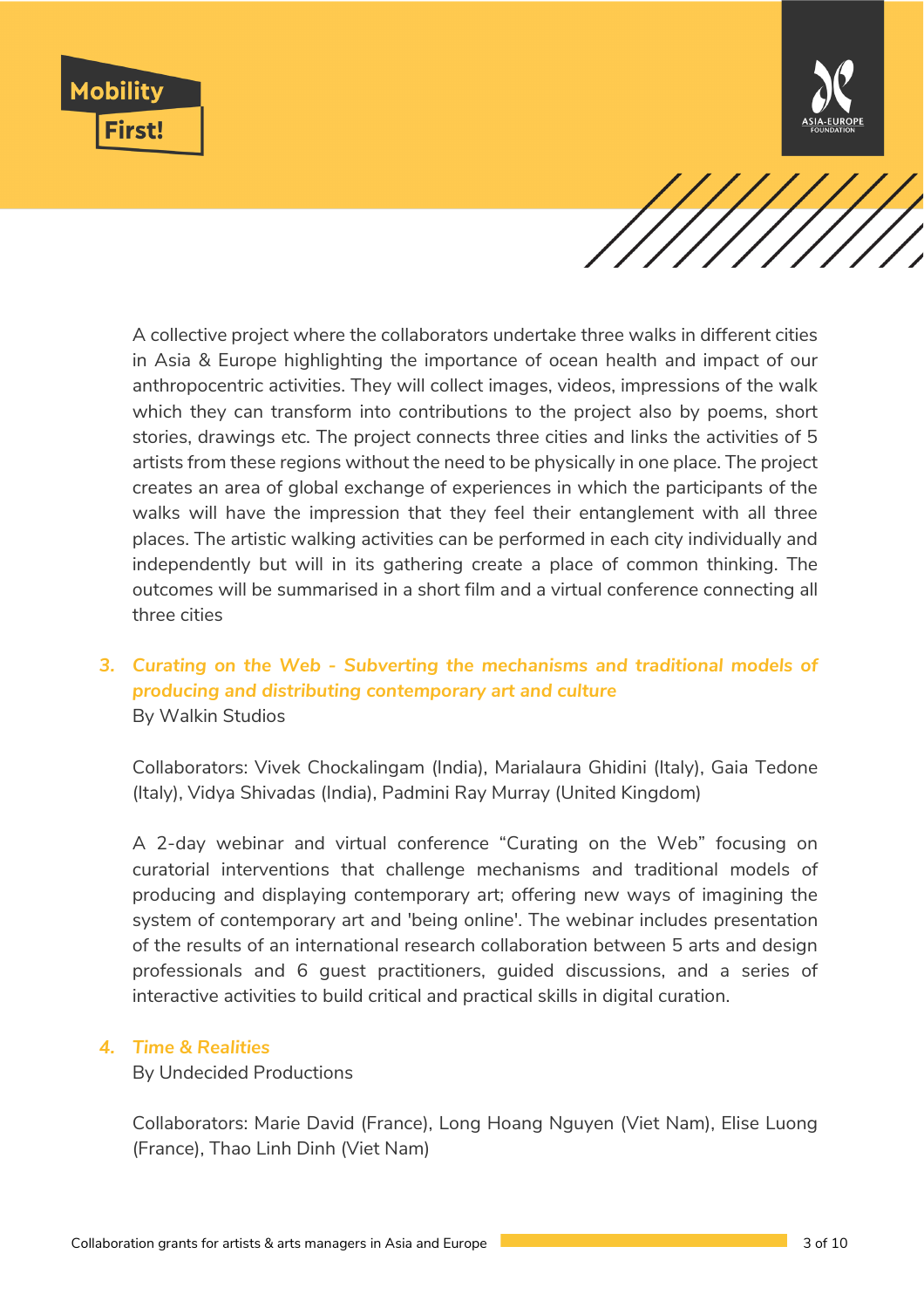A collective project where the collaborators undertake three walks in different cities in Asia & Europe highlighting the importance of ocean health and impact of our anthropocentric activities. They will collect images, videos, impressions of the walk which they can transform into contributions to the project also by poems, short stories, drawings etc. The project connects three cities and links the activities of 5 artists from these regions without the need to be physically in one place. The project creates an area of global exchange of experiences in which the participants of the walks will have the impression that they feel their entanglement with all three places. The artistic walking activities can be performed in each city individually and independently but will in its gathering create a place of common thinking. The outcomes will be summarised in a short film and a virtual conference connecting all three cities

3. ***Curating on the Web - Subverting the mechanisms and traditional models of producing and distributing contemporary art and culture***

   By Walkin Studios

   Collaborators: Vivek Chockalingam (India), Marialaura Ghidini (Italy), Gaia Tedone (Italy), Vidya Shivadas (India), Padmini Ray Murray (United Kingdom)

   A 2-day webinar and virtual conference "Curating on the Web" focusing on curatorial interventions that challenge mechanisms and traditional models of producing and displaying contemporary art; offering new ways of imagining the system of contemporary art and 'being online'. The webinar includes presentation of the results of an international research collaboration between 5 arts and design professionals and 6 guest practitioners, guided discussions, and a series of interactive activities to build critical and practical skills in digital curation.

4. ***Time & Realities***

   By Undecided Productions

   Collaborators: Marie David (France), Long Hoang Nguyen (Viet Nam), Elise Luong (France), Thao Linh Dinh (Viet Nam)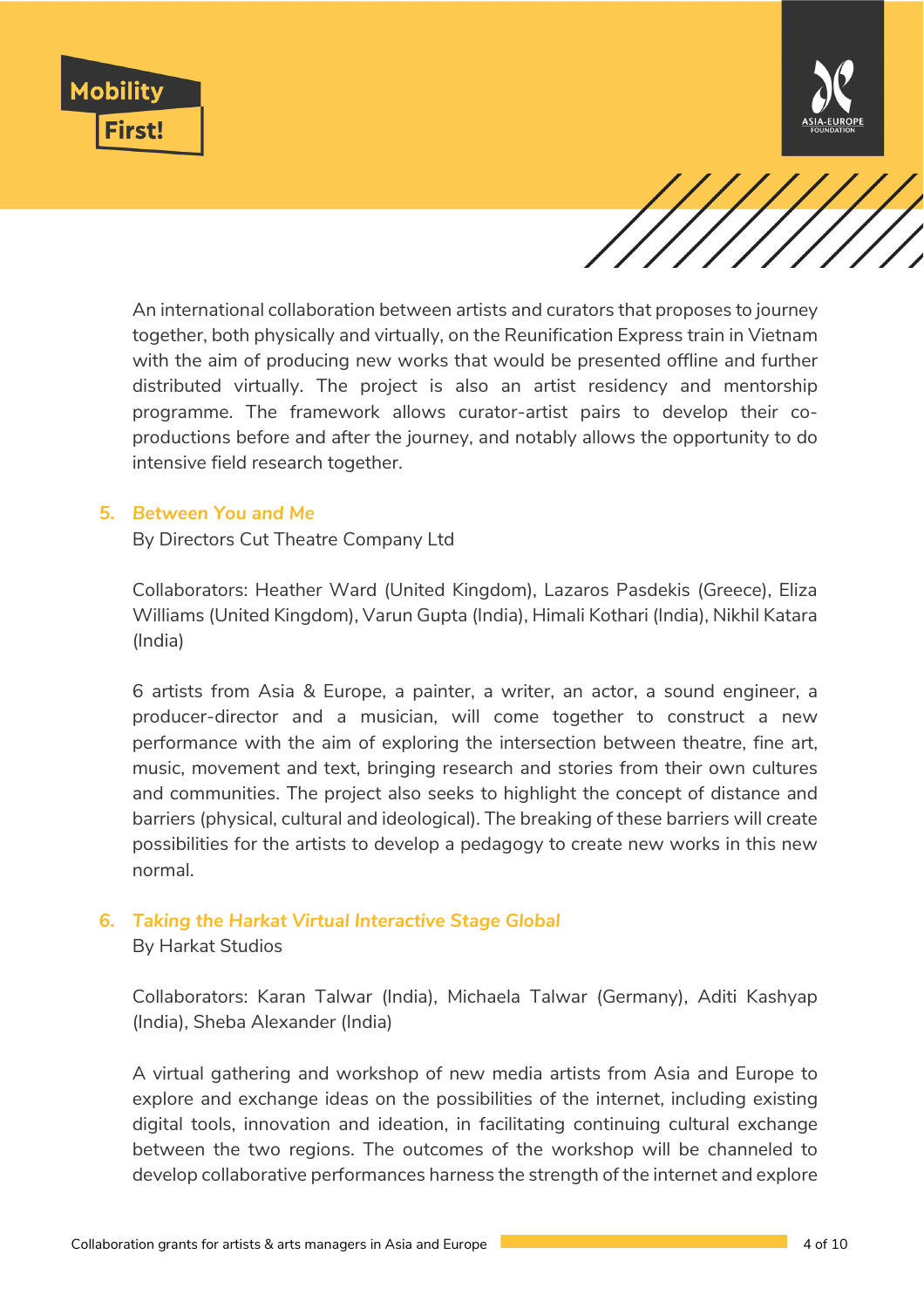An international collaboration between artists and curators that proposes to journey together, both physically and virtually, on the Reunification Express train in Vietnam with the aim of producing new works that would be presented offline and further distributed virtually. The project is also an artist residency and mentorship programme. The framework allows curator-artist pairs to develop their co-productions before and after the journey, and notably allows the opportunity to do intensive field research together.

5. ***Between You and Me***

By Directors Cut Theatre Company Ltd

Collaborators: Heather Ward (United Kingdom), Lazaros Pasdekis (Greece), Eliza Williams (United Kingdom), Varun Gupta (India), Himali Kothari (India), Nikhil Katara (India)

6 artists from Asia & Europe, a painter, a writer, an actor, a sound engineer, a producer-director and a musician, will come together to construct a new performance with the aim of exploring the intersection between theatre, fine art, music, movement and text, bringing research and stories from their own cultures and communities. The project also seeks to highlight the concept of distance and barriers (physical, cultural and ideological). The breaking of these barriers will create possibilities for the artists to develop a pedagogy to create new works in this new normal.

6. ***Taking the Harkat Virtual Interactive Stage Global***

By Harkat Studios

Collaborators: Karan Talwar (India), Michaela Talwar (Germany), Aditi Kashyap (India), Sheba Alexander (India)

A virtual gathering and workshop of new media artists from Asia and Europe to explore and exchange ideas on the possibilities of the internet, including existing digital tools, innovation and ideation, in facilitating continuing cultural exchange between the two regions. The outcomes of the workshop will be channeled to develop collaborative performances harness the strength of the internet and explore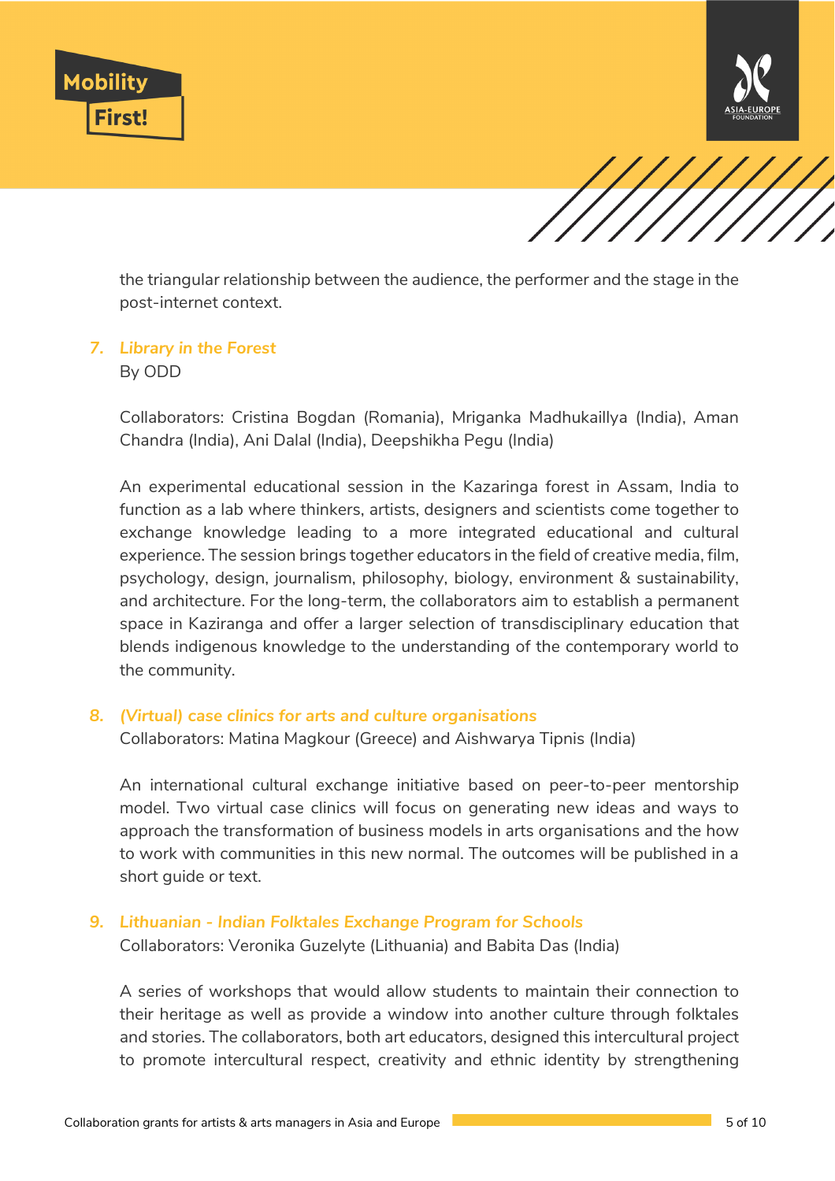the triangular relationship between the audience, the performer and the stage in the post-internet context.

7. ***Library in the Forest***

   By ODD

   Collaborators: Cristina Bogdan (Romania), Mriganka Madhukaillya (India), Aman Chandra (India), Ani Dalal (India), Deepshikha Pegu (India)

   An experimental educational session in the Kazaringa forest in Assam, India to function as a lab where thinkers, artists, designers and scientists come together to exchange knowledge leading to a more integrated educational and cultural experience. The session brings together educators in the field of creative media, film, psychology, design, journalism, philosophy, biology, environment & sustainability, and architecture. For the long-term, the collaborators aim to establish a permanent space in Kaziranga and offer a larger selection of transdisciplinary education that blends indigenous knowledge to the understanding of the contemporary world to the community.

8. ***(Virtual) case clinics for arts and culture organisations***

   Collaborators: Matina Magkour (Greece) and Aishwarya Tipnis (India)

   An international cultural exchange initiative based on peer-to-peer mentorship model. Two virtual case clinics will focus on generating new ideas and ways to approach the transformation of business models in arts organisations and the how to work with communities in this new normal. The outcomes will be published in a short guide or text.

9. ***Lithuanian - Indian Folktales Exchange Program for Schools***

   Collaborators: Veronika Guzelyte (Lithuania) and Babita Das (India)

   A series of workshops that would allow students to maintain their connection to their heritage as well as provide a window into another culture through folktales and stories. The collaborators, both art educators, designed this intercultural project to promote intercultural respect, creativity and ethnic identity by strengthening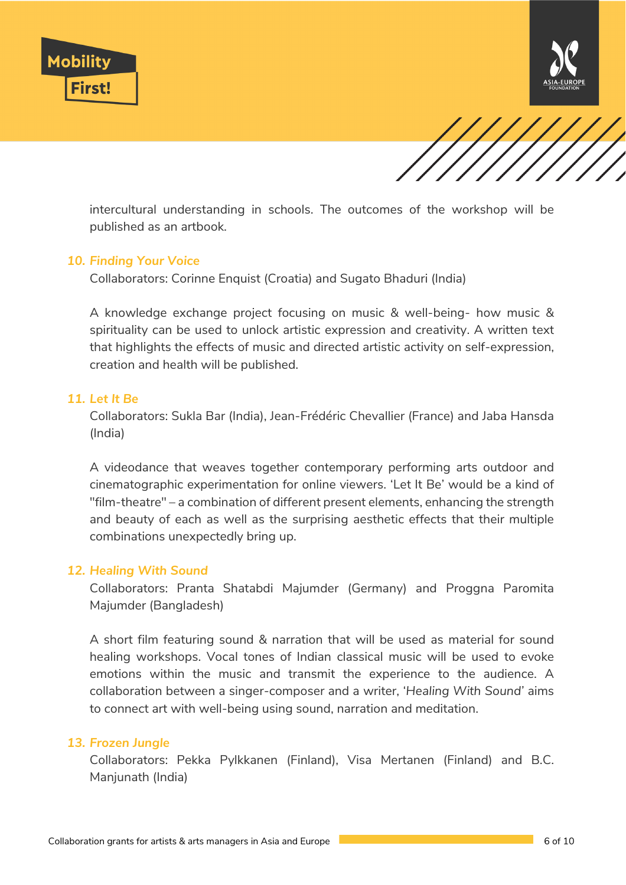intercultural understanding in schools. The outcomes of the workshop will be published as an artbook.

### 10. *Finding Your Voice*

Collaborators: Corinne Enquist (Croatia) and Sugato Bhaduri (India)

A knowledge exchange project focusing on music & well-being- how music & spirituality can be used to unlock artistic expression and creativity. A written text that highlights the effects of music and directed artistic activity on self-expression, creation and health will be published.

### 11. *Let It Be*

Collaborators: Sukla Bar (India), Jean-Frédéric Chevallier (France) and Jaba Hansda (India)

A videodance that weaves together contemporary performing arts outdoor and cinematographic experimentation for online viewers. 'Let It Be' would be a kind of "film-theatre" – a combination of different present elements, enhancing the strength and beauty of each as well as the surprising aesthetic effects that their multiple combinations unexpectedly bring up.

### 12. *Healing With Sound*

Collaborators: Pranta Shatabdi Majumder (Germany) and Proggna Paromita Majumder (Bangladesh)

A short film featuring sound & narration that will be used as material for sound healing workshops. Vocal tones of Indian classical music will be used to evoke emotions within the music and transmit the experience to the audience. A collaboration between a singer-composer and a writer, '*Healing With Sound*' aims to connect art with well-being using sound, narration and meditation.

### 13. *Frozen Jungle*

Collaborators: Pekka Pylkkanen (Finland), Visa Mertanen (Finland) and B.C. Manjunath (India)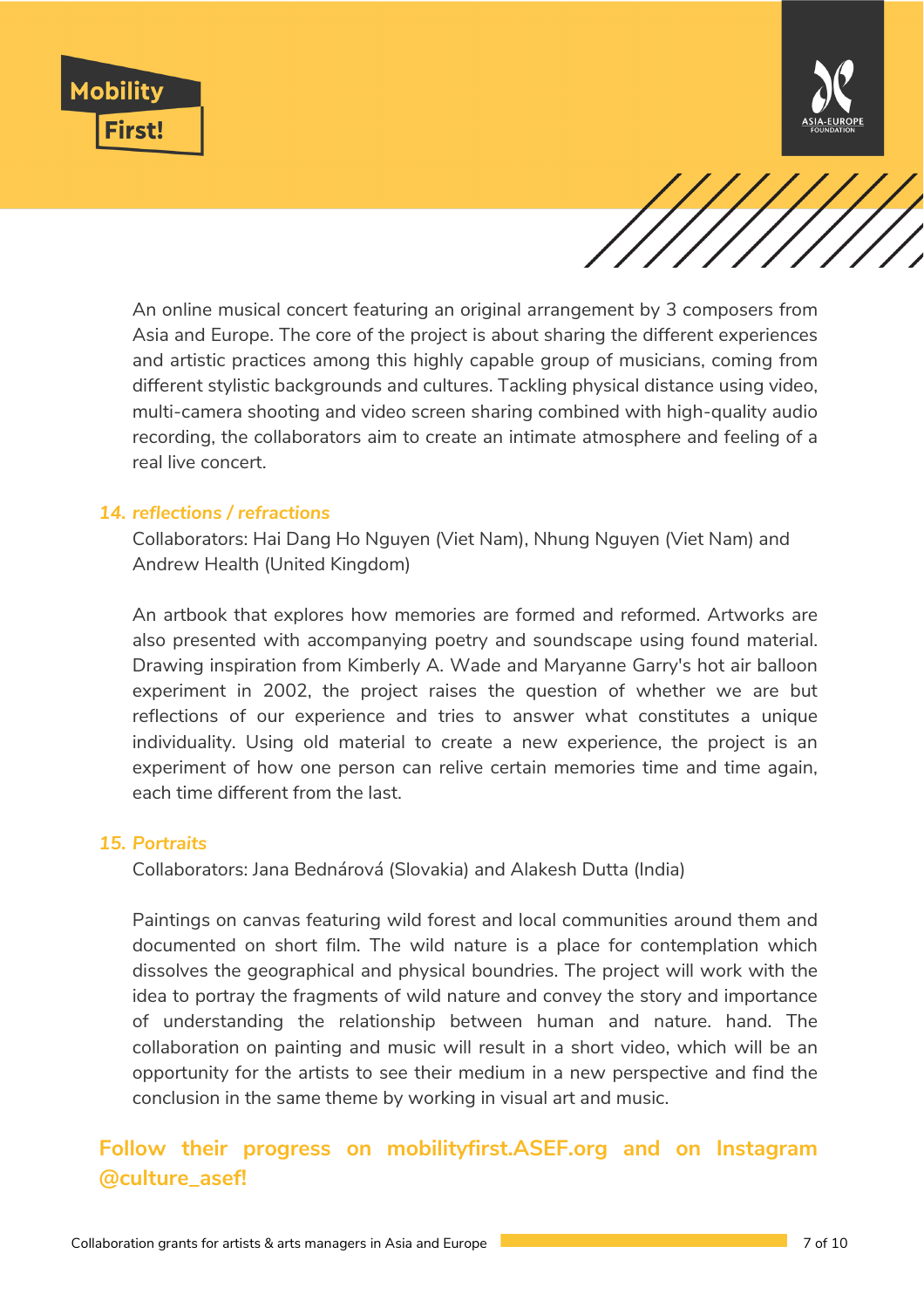An online musical concert featuring an original arrangement by 3 composers from Asia and Europe. The core of the project is about sharing the different experiences and artistic practices among this highly capable group of musicians, coming from different stylistic backgrounds and cultures. Tackling physical distance using video, multi-camera shooting and video screen sharing combined with high-quality audio recording, the collaborators aim to create an intimate atmosphere and feeling of a real live concert.

### *14. reflections / refractions*

Collaborators: Hai Dang Ho Nguyen (Viet Nam), Nhung Nguyen (Viet Nam) and Andrew Health (United Kingdom)

An artbook that explores how memories are formed and reformed. Artworks are also presented with accompanying poetry and soundscape using found material. Drawing inspiration from Kimberly A. Wade and Maryanne Garry's hot air balloon experiment in 2002, the project raises the question of whether we are but reflections of our experience and tries to answer what constitutes a unique individuality. Using old material to create a new experience, the project is an experiment of how one person can relive certain memories time and time again, each time different from the last.

### *15. Portraits*

Collaborators: Jana Bednárová (Slovakia) and Alakesh Dutta (India)

Paintings on canvas featuring wild forest and local communities around them and documented on short film. The wild nature is a place for contemplation which dissolves the geographical and physical boundries. The project will work with the idea to portray the fragments of wild nature and convey the story and importance of understanding the relationship between human and nature. hand. The collaboration on painting and music will result in a short video, which will be an opportunity for the artists to see their medium in a new perspective and find the conclusion in the same theme by working in visual art and music.

**Follow their progress on mobilityfirst.ASEF.org and on Instagram @culture_asef!**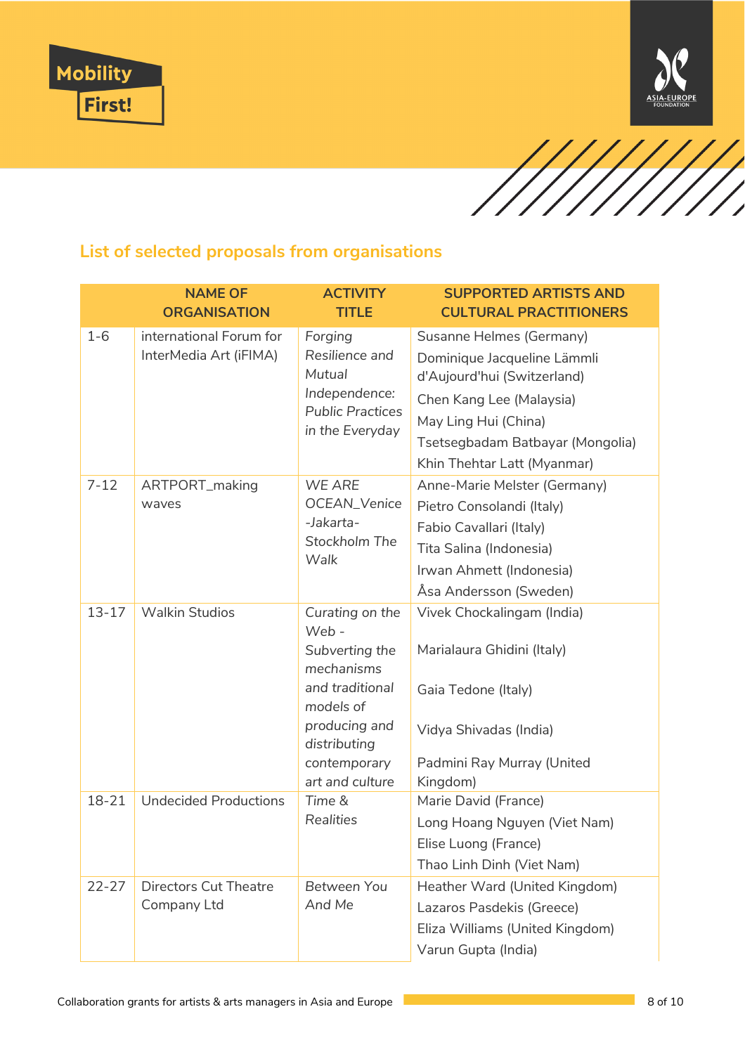## List of selected proposals from organisations

| | NAME OF ORGANISATION | ACTIVITY TITLE | SUPPORTED ARTISTS AND CULTURAL PRACTITIONERS |
|---|---|---|---|
| 1-6 | international Forum for InterMedia Art (iFIMA) | *Forging Resilience and Mutual Independence: Public Practices in the Everyday* | Susanne Helmes (Germany)<br>Dominique Jacqueline Lämmli d'Aujourd'hui (Switzerland)<br>Chen Kang Lee (Malaysia)<br>May Ling Hui (China)<br>Tsetsegbadam Batbayar (Mongolia)<br>Khin Thethtar Latt (Myanmar) |
| 7-12 | ARTPORT_making waves | *WE ARE OCEAN_Venice -Jakarta-Stockholm The Walk* | Anne-Marie Melster (Germany)<br>Pietro Consolandi (Italy)<br>Fabio Cavallari (Italy)<br>Tita Salina (Indonesia)<br>Irwan Ahmett (Indonesia)<br>Åsa Andersson (Sweden) |
| 13-17 | Walkin Studios | *Curating on the Web - Subverting the mechanisms and traditional models of producing and distributing contemporary art and culture* | Vivek Chockalingam (India)<br>Marialaura Ghidini (Italy)<br>Gaia Tedone (Italy)<br>Vidya Shivadas (India)<br>Padmini Ray Murray (United Kingdom) |
| 18-21 | Undecided Productions | *Time & Realities* | Marie David (France)<br>Long Hoang Nguyen (Viet Nam)<br>Elise Luong (France)<br>Thao Linh Dinh (Viet Nam) |
| 22-27 | Directors Cut Theatre Company Ltd | *Between You And Me* | Heather Ward (United Kingdom)<br>Lazaros Pasdekis (Greece)<br>Eliza Williams (United Kingdom)<br>Varun Gupta (India) |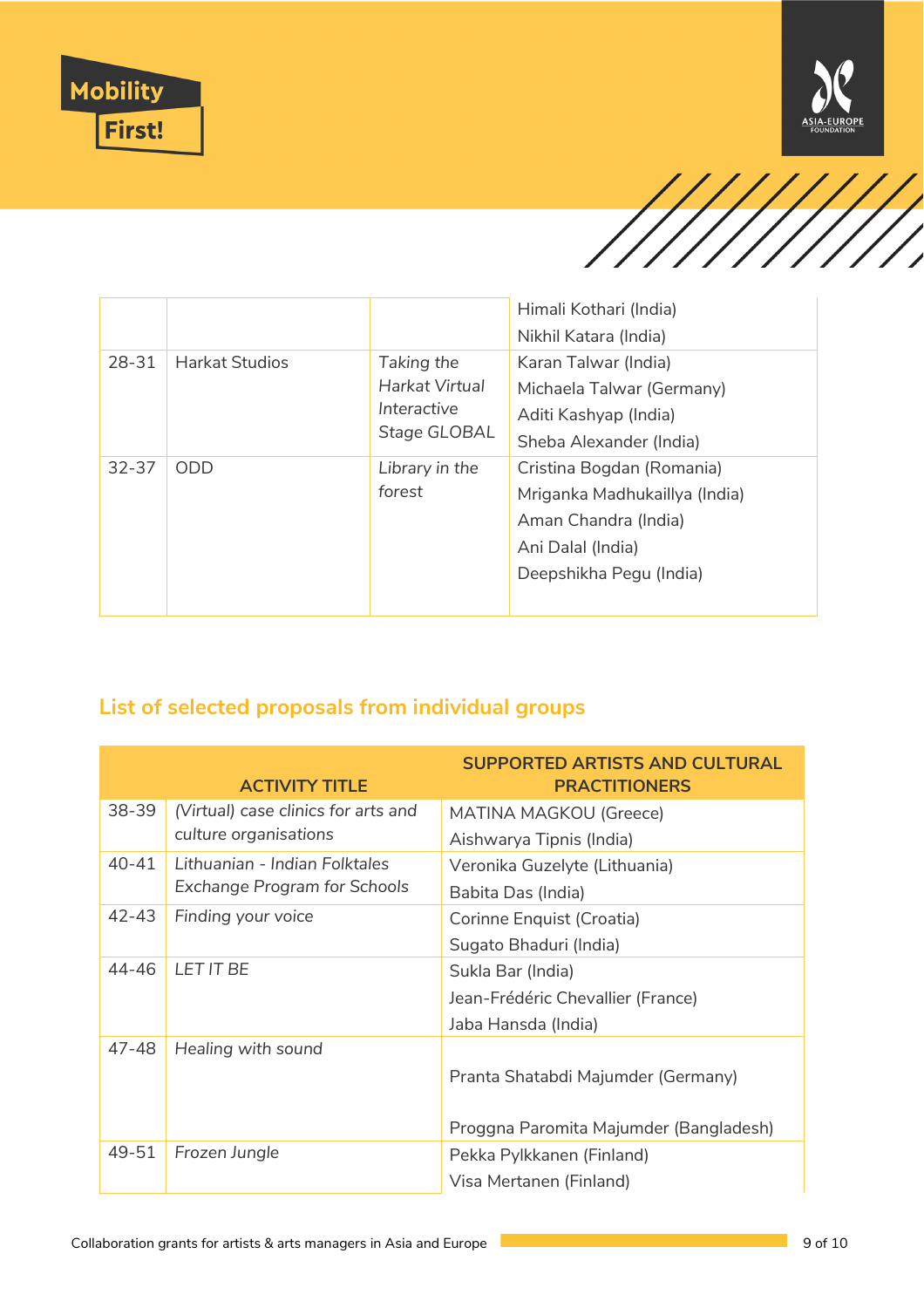| | | | |
|---|---|---|---|
| | | | Himali Kothari (India)<br>Nikhil Katara (India) |
| 28-31 | Harkat Studios | *Taking the Harkat Virtual Interactive Stage GLOBAL* | Karan Talwar (India)<br>Michaela Talwar (Germany)<br>Aditi Kashyap (India)<br>Sheba Alexander (India) |
| 32-37 | ODD | *Library in the forest* | Cristina Bogdan (Romania)<br>Mriganka Madhukaillya (India)<br>Aman Chandra (India)<br>Ani Dalal (India)<br>Deepshikha Pegu (India) |

## List of selected proposals from individual groups

| | ACTIVITY TITLE | SUPPORTED ARTISTS AND CULTURAL PRACTITIONERS |
|---|---|---|
| 38-39 | *(Virtual) case clinics for arts and culture organisations* | MATINA MAGKOU (Greece)<br>Aishwarya Tipnis (India) |
| 40-41 | *Lithuanian - Indian Folktales Exchange Program for Schools* | Veronika Guzelyte (Lithuania)<br>Babita Das (India) |
| 42-43 | *Finding your voice* | Corinne Enquist (Croatia)<br>Sugato Bhaduri (India) |
| 44-46 | *LET IT BE* | Sukla Bar (India)<br>Jean-Frédéric Chevallier (France)<br>Jaba Hansda (India) |
| 47-48 | *Healing with sound* | Pranta Shatabdi Majumder (Germany)<br>Proggna Paromita Majumder (Bangladesh) |
| 49-51 | *Frozen Jungle* | Pekka Pylkkanen (Finland)<br>Visa Mertanen (Finland) |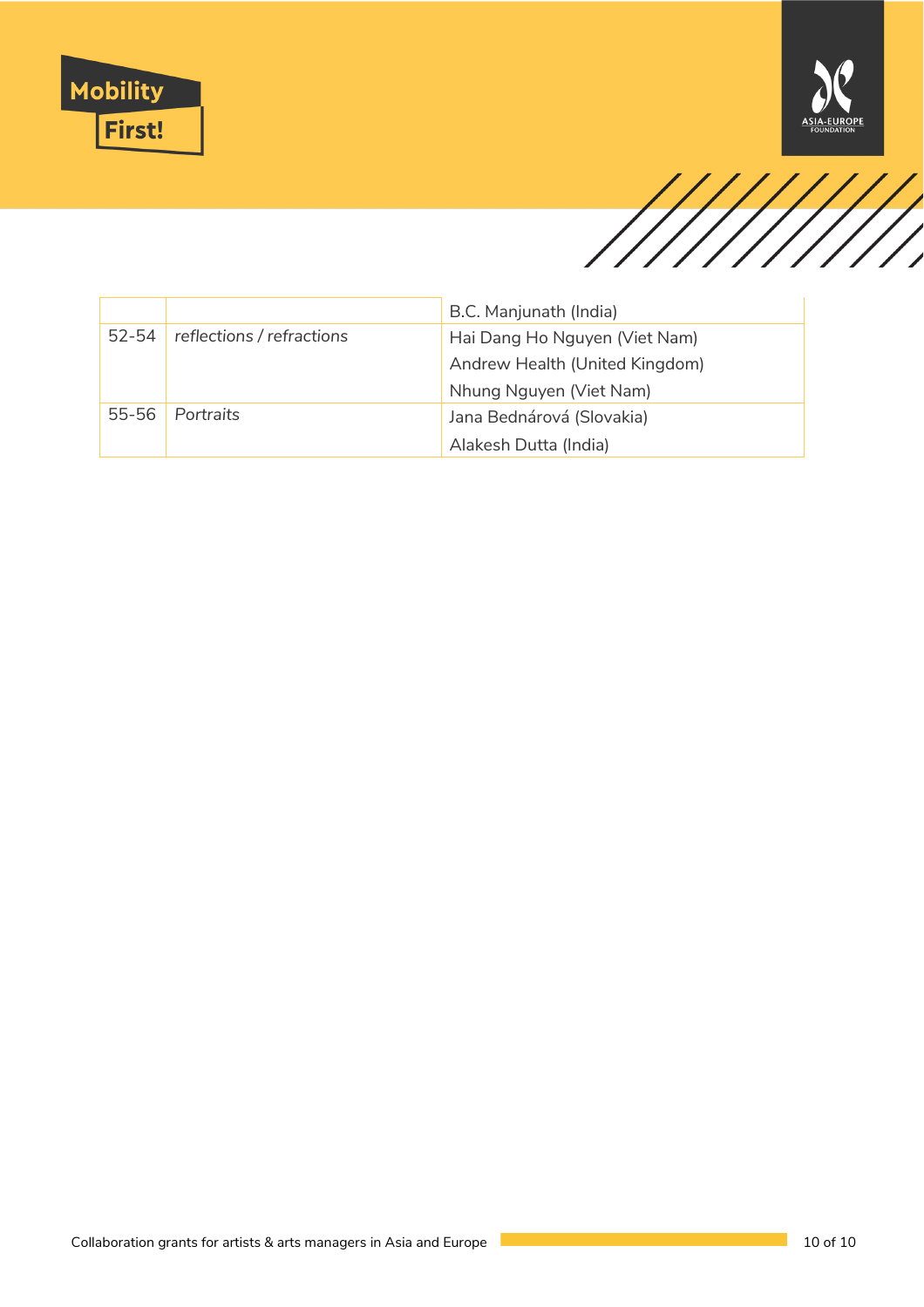| | | |
|---|---|---|
| | | B.C. Manjunath (India) |
| 52-54 | *reflections / refractions* | Hai Dang Ho Nguyen (Viet Nam)<br>Andrew Health (United Kingdom)<br>Nhung Nguyen (Viet Nam) |
| 55-56 | *Portraits* | Jana Bednárová (Slovakia)<br>Alakesh Dutta (India) |